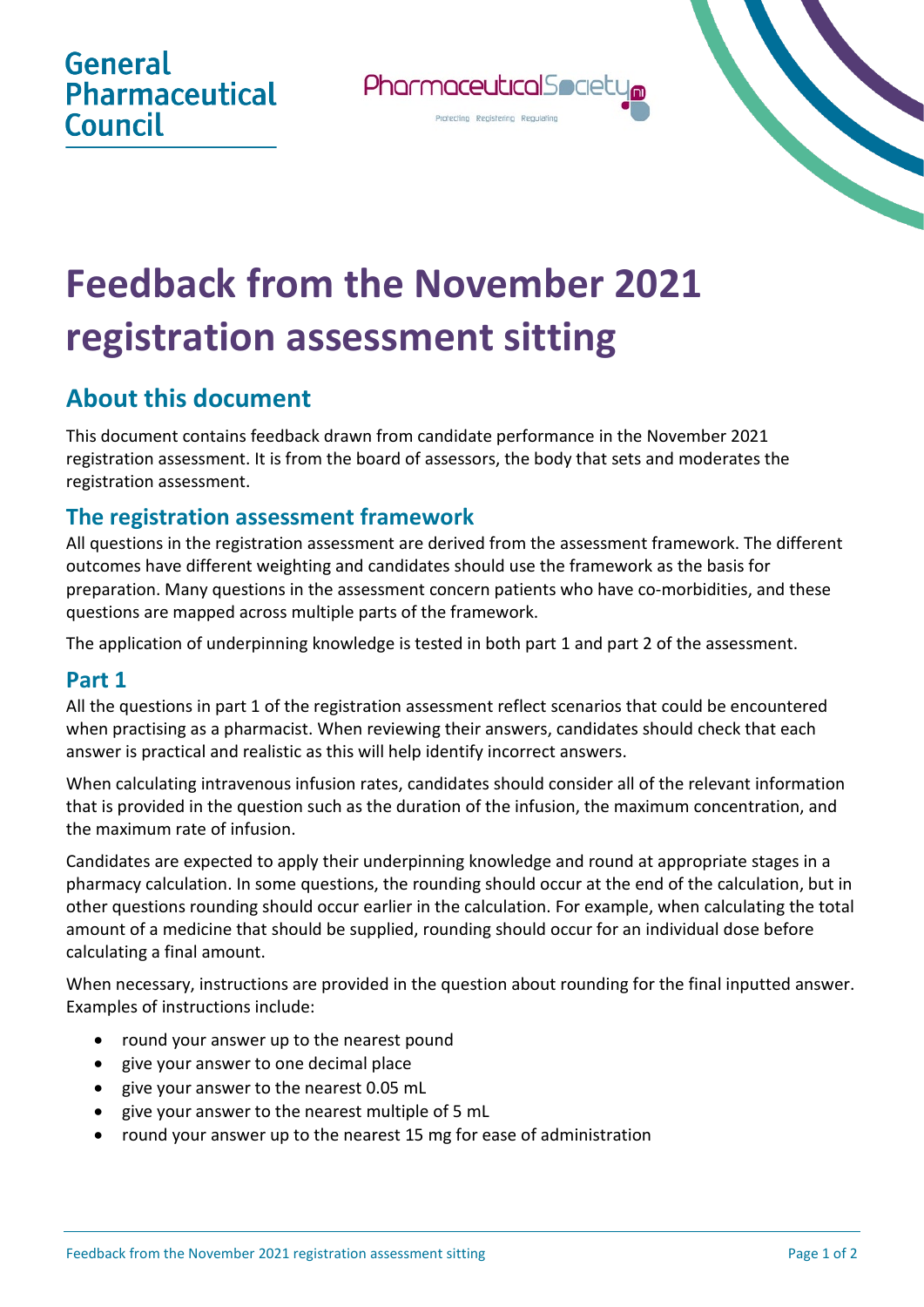General Pharmaceutical Council

PharmaceuticalSociety ni
Protecting Registering Regulating

# Feedback from the November 2021 registration assessment sitting

## About this document

This document contains feedback drawn from candidate performance in the November 2021 registration assessment. It is from the board of assessors, the body that sets and moderates the registration assessment.

### The registration assessment framework

All questions in the registration assessment are derived from the assessment framework. The different outcomes have different weighting and candidates should use the framework as the basis for preparation. Many questions in the assessment concern patients who have co-morbidities, and these questions are mapped across multiple parts of the framework.

The application of underpinning knowledge is tested in both part 1 and part 2 of the assessment.

### Part 1

All the questions in part 1 of the registration assessment reflect scenarios that could be encountered when practising as a pharmacist. When reviewing their answers, candidates should check that each answer is practical and realistic as this will help identify incorrect answers.

When calculating intravenous infusion rates, candidates should consider all of the relevant information that is provided in the question such as the duration of the infusion, the maximum concentration, and the maximum rate of infusion.

Candidates are expected to apply their underpinning knowledge and round at appropriate stages in a pharmacy calculation. In some questions, the rounding should occur at the end of the calculation, but in other questions rounding should occur earlier in the calculation. For example, when calculating the total amount of a medicine that should be supplied, rounding should occur for an individual dose before calculating a final amount.

When necessary, instructions are provided in the question about rounding for the final inputted answer. Examples of instructions include:

- round your answer up to the nearest pound
- give your answer to one decimal place
- give your answer to the nearest 0.05 mL
- give your answer to the nearest multiple of 5 mL
- round your answer up to the nearest 15 mg for ease of administration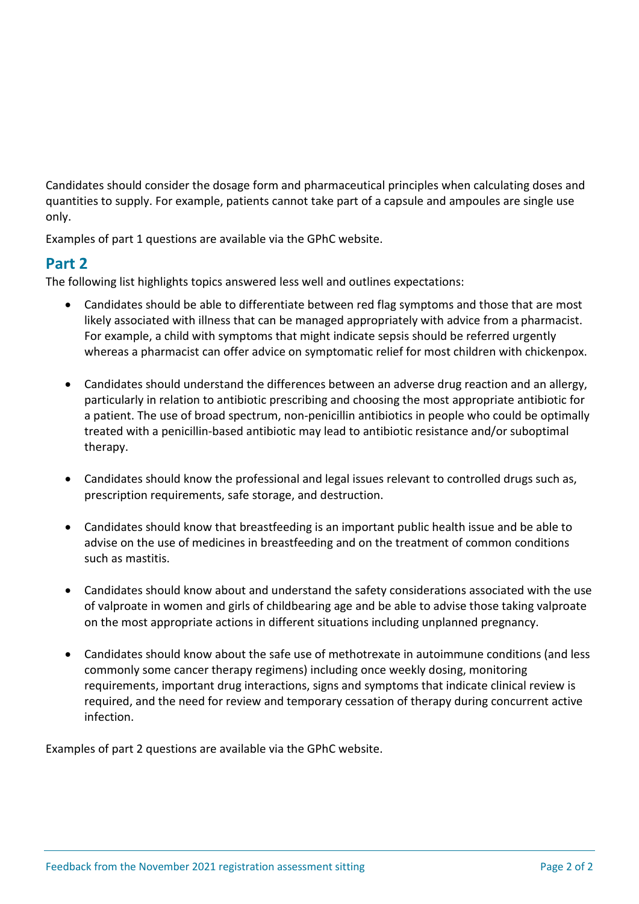Candidates should consider the dosage form and pharmaceutical principles when calculating doses and quantities to supply. For example, patients cannot take part of a capsule and ampoules are single use only.

Examples of part 1 questions are available via the GPhC website.

## Part 2

The following list highlights topics answered less well and outlines expectations:

- Candidates should be able to differentiate between red flag symptoms and those that are most likely associated with illness that can be managed appropriately with advice from a pharmacist. For example, a child with symptoms that might indicate sepsis should be referred urgently whereas a pharmacist can offer advice on symptomatic relief for most children with chickenpox.

- Candidates should understand the differences between an adverse drug reaction and an allergy, particularly in relation to antibiotic prescribing and choosing the most appropriate antibiotic for a patient. The use of broad spectrum, non-penicillin antibiotics in people who could be optimally treated with a penicillin-based antibiotic may lead to antibiotic resistance and/or suboptimal therapy.

- Candidates should know the professional and legal issues relevant to controlled drugs such as, prescription requirements, safe storage, and destruction.

- Candidates should know that breastfeeding is an important public health issue and be able to advise on the use of medicines in breastfeeding and on the treatment of common conditions such as mastitis.

- Candidates should know about and understand the safety considerations associated with the use of valproate in women and girls of childbearing age and be able to advise those taking valproate on the most appropriate actions in different situations including unplanned pregnancy.

- Candidates should know about the safe use of methotrexate in autoimmune conditions (and less commonly some cancer therapy regimens) including once weekly dosing, monitoring requirements, important drug interactions, signs and symptoms that indicate clinical review is required, and the need for review and temporary cessation of therapy during concurrent active infection.

Examples of part 2 questions are available via the GPhC website.